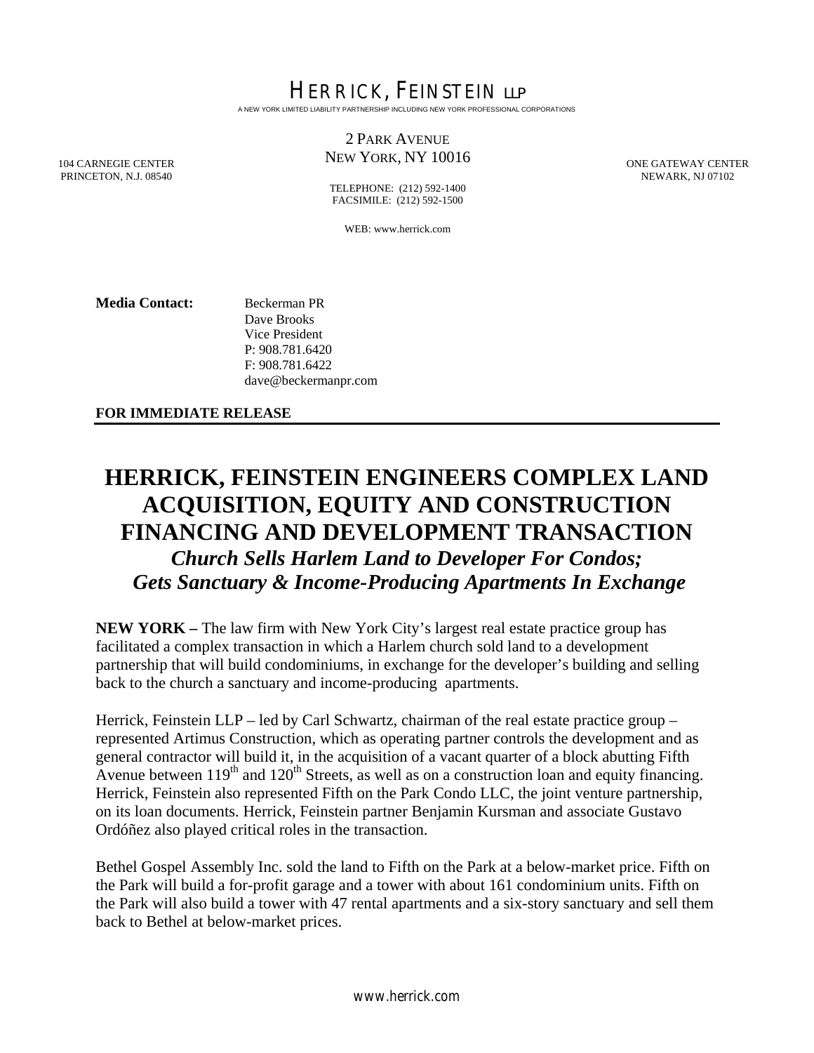HERRICK, FEINSTEIN LLP

A NEW YORK LIMITED LIABILITY PARTNERSHIP INCLUDING NEW YORK PROFESSIONAL CORPORATIONS

2 PARK AVENUE
NEW YORK, NY 10016

TELEPHONE: (212) 592-1400
FACSIMILE: (212) 592-1500

WEB: www.herrick.com

104 CARNEGIE CENTER
PRINCETON, N.J. 08540

ONE GATEWAY CENTER
NEWARK, NJ 07102

**Media Contact:** Beckerman PR
Dave Brooks
Vice President
P: 908.781.6420
F: 908.781.6422
dave@beckermanpr.com

**FOR IMMEDIATE RELEASE**

# HERRICK, FEINSTEIN ENGINEERS COMPLEX LAND ACQUISITION, EQUITY AND CONSTRUCTION FINANCING AND DEVELOPMENT TRANSACTION

***Church Sells Harlem Land to Developer For Condos; Gets Sanctuary & Income-Producing Apartments In Exchange***

**NEW YORK –** The law firm with New York City's largest real estate practice group has facilitated a complex transaction in which a Harlem church sold land to a development partnership that will build condominiums, in exchange for the developer's building and selling back to the church a sanctuary and income-producing apartments.

Herrick, Feinstein LLP – led by Carl Schwartz, chairman of the real estate practice group – represented Artimus Construction, which as operating partner controls the development and as general contractor will build it, in the acquisition of a vacant quarter of a block abutting Fifth Avenue between 119th and 120th Streets, as well as on a construction loan and equity financing. Herrick, Feinstein also represented Fifth on the Park Condo LLC, the joint venture partnership, on its loan documents. Herrick, Feinstein partner Benjamin Kursman and associate Gustavo Ordóñez also played critical roles in the transaction.

Bethel Gospel Assembly Inc. sold the land to Fifth on the Park at a below-market price. Fifth on the Park will build a for-profit garage and a tower with about 161 condominium units. Fifth on the Park will also build a tower with 47 rental apartments and a six-story sanctuary and sell them back to Bethel at below-market prices.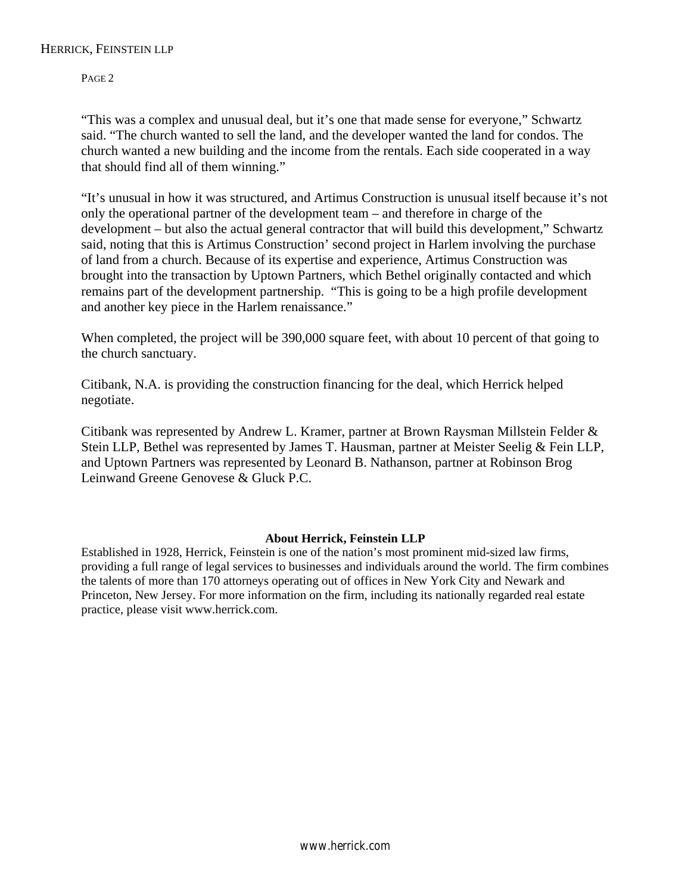"This was a complex and unusual deal, but it's one that made sense for everyone," Schwartz said. "The church wanted to sell the land, and the developer wanted the land for condos. The church wanted a new building and the income from the rentals. Each side cooperated in a way that should find all of them winning."

"It's unusual in how it was structured, and Artimus Construction is unusual itself because it's not only the operational partner of the development team – and therefore in charge of the development – but also the actual general contractor that will build this development," Schwartz said, noting that this is Artimus Construction' second project in Harlem involving the purchase of land from a church. Because of its expertise and experience, Artimus Construction was brought into the transaction by Uptown Partners, which Bethel originally contacted and which remains part of the development partnership. "This is going to be a high profile development and another key piece in the Harlem renaissance."

When completed, the project will be 390,000 square feet, with about 10 percent of that going to the church sanctuary.

Citibank, N.A. is providing the construction financing for the deal, which Herrick helped negotiate.

Citibank was represented by Andrew L. Kramer, partner at Brown Raysman Millstein Felder & Stein LLP, Bethel was represented by James T. Hausman, partner at Meister Seelig & Fein LLP, and Uptown Partners was represented by Leonard B. Nathanson, partner at Robinson Brog Leinwand Greene Genovese & Gluck P.C.

**About Herrick, Feinstein LLP**

Established in 1928, Herrick, Feinstein is one of the nation's most prominent mid-sized law firms, providing a full range of legal services to businesses and individuals around the world. The firm combines the talents of more than 170 attorneys operating out of offices in New York City and Newark and Princeton, New Jersey. For more information on the firm, including its nationally regarded real estate practice, please visit www.herrick.com.